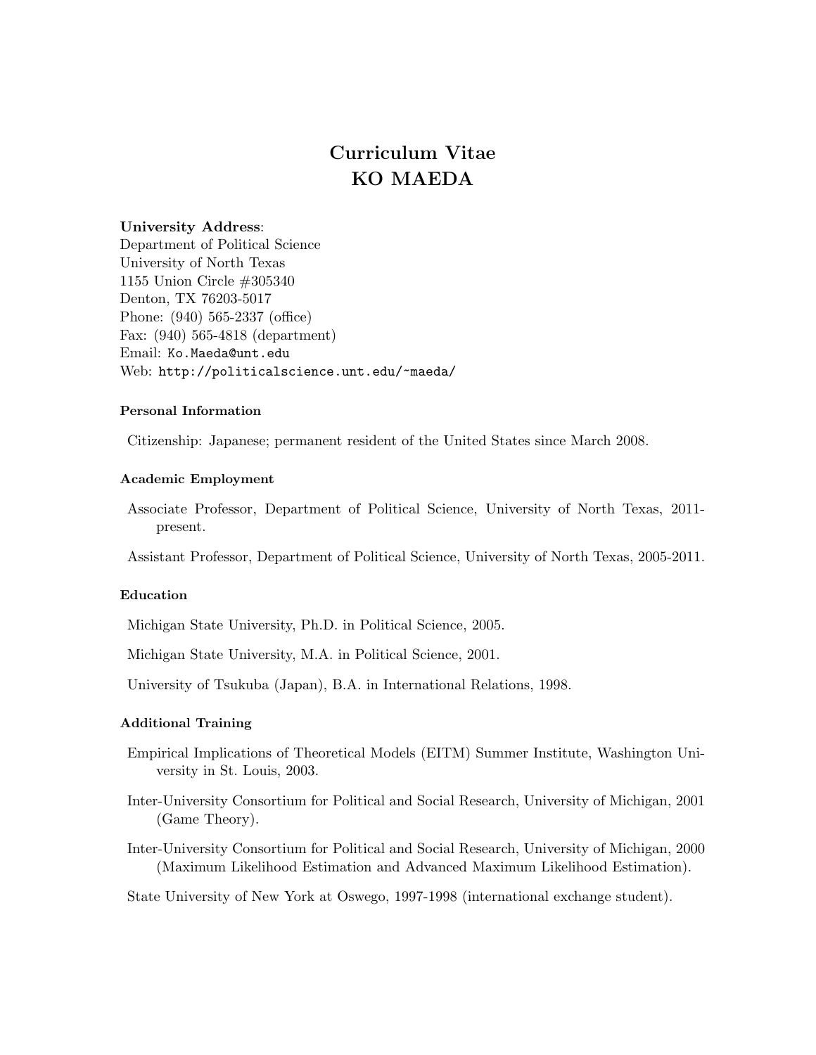# Curriculum Vitae
# KO MAEDA

**University Address**:
Department of Political Science
University of North Texas
1155 Union Circle #305340
Denton, TX 76203-5017
Phone: (940) 565-2337 (office)
Fax: (940) 565-4818 (department)
Email: Ko.Maeda@unt.edu
Web: http://politicalscience.unt.edu/~maeda/

### Personal Information

Citizenship: Japanese; permanent resident of the United States since March 2008.

### Academic Employment

Associate Professor, Department of Political Science, University of North Texas, 2011-present.

Assistant Professor, Department of Political Science, University of North Texas, 2005-2011.

### Education

Michigan State University, Ph.D. in Political Science, 2005.

Michigan State University, M.A. in Political Science, 2001.

University of Tsukuba (Japan), B.A. in International Relations, 1998.

### Additional Training

Empirical Implications of Theoretical Models (EITM) Summer Institute, Washington University in St. Louis, 2003.

Inter-University Consortium for Political and Social Research, University of Michigan, 2001 (Game Theory).

Inter-University Consortium for Political and Social Research, University of Michigan, 2000 (Maximum Likelihood Estimation and Advanced Maximum Likelihood Estimation).

State University of New York at Oswego, 1997-1998 (international exchange student).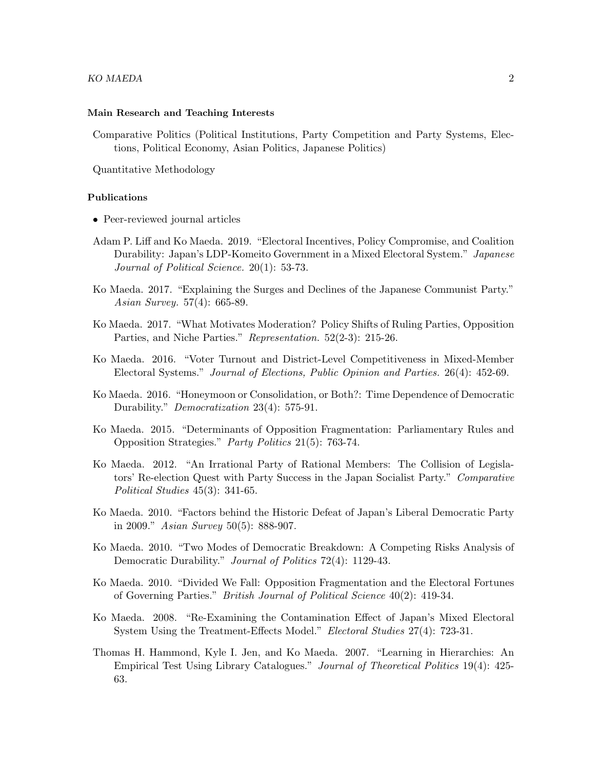### Main Research and Teaching Interests

Comparative Politics (Political Institutions, Party Competition and Party Systems, Elections, Political Economy, Asian Politics, Japanese Politics)

Quantitative Methodology

### Publications

- Peer-reviewed journal articles

Adam P. Liff and Ko Maeda. 2019. "Electoral Incentives, Policy Compromise, and Coalition Durability: Japan's LDP-Komeito Government in a Mixed Electoral System." *Japanese Journal of Political Science.* 20(1): 53-73.

Ko Maeda. 2017. "Explaining the Surges and Declines of the Japanese Communist Party." *Asian Survey.* 57(4): 665-89.

Ko Maeda. 2017. "What Motivates Moderation? Policy Shifts of Ruling Parties, Opposition Parties, and Niche Parties." *Representation.* 52(2-3): 215-26.

Ko Maeda. 2016. "Voter Turnout and District-Level Competitiveness in Mixed-Member Electoral Systems." *Journal of Elections, Public Opinion and Parties.* 26(4): 452-69.

Ko Maeda. 2016. "Honeymoon or Consolidation, or Both?: Time Dependence of Democratic Durability." *Democratization* 23(4): 575-91.

Ko Maeda. 2015. "Determinants of Opposition Fragmentation: Parliamentary Rules and Opposition Strategies." *Party Politics* 21(5): 763-74.

Ko Maeda. 2012. "An Irrational Party of Rational Members: The Collision of Legislators' Re-election Quest with Party Success in the Japan Socialist Party." *Comparative Political Studies* 45(3): 341-65.

Ko Maeda. 2010. "Factors behind the Historic Defeat of Japan's Liberal Democratic Party in 2009." *Asian Survey* 50(5): 888-907.

Ko Maeda. 2010. "Two Modes of Democratic Breakdown: A Competing Risks Analysis of Democratic Durability." *Journal of Politics* 72(4): 1129-43.

Ko Maeda. 2010. "Divided We Fall: Opposition Fragmentation and the Electoral Fortunes of Governing Parties." *British Journal of Political Science* 40(2): 419-34.

Ko Maeda. 2008. "Re-Examining the Contamination Effect of Japan's Mixed Electoral System Using the Treatment-Effects Model." *Electoral Studies* 27(4): 723-31.

Thomas H. Hammond, Kyle I. Jen, and Ko Maeda. 2007. "Learning in Hierarchies: An Empirical Test Using Library Catalogues." *Journal of Theoretical Politics* 19(4): 425-63.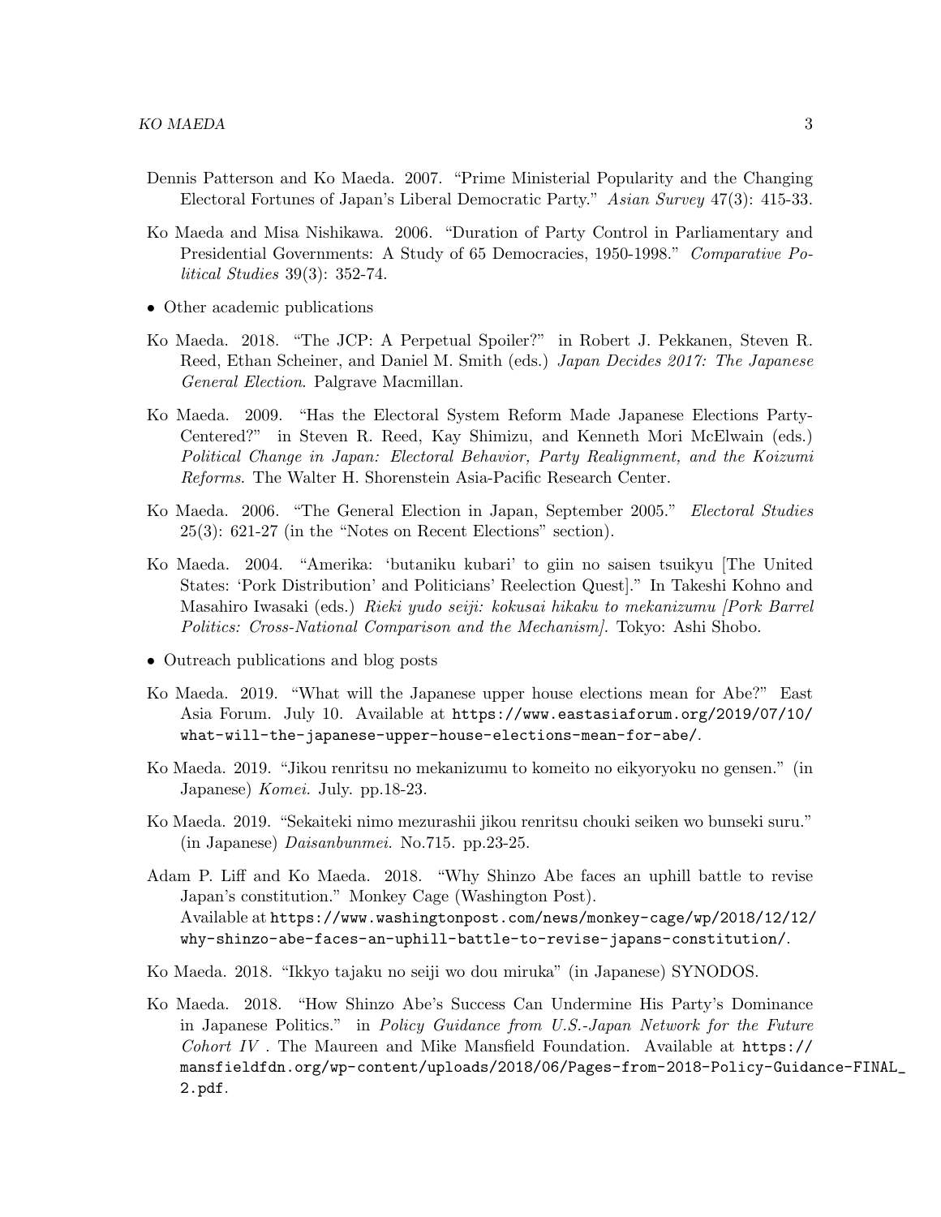Dennis Patterson and Ko Maeda. 2007. "Prime Ministerial Popularity and the Changing Electoral Fortunes of Japan's Liberal Democratic Party." *Asian Survey* 47(3): 415-33.

Ko Maeda and Misa Nishikawa. 2006. "Duration of Party Control in Parliamentary and Presidential Governments: A Study of 65 Democracies, 1950-1998." *Comparative Political Studies* 39(3): 352-74.

- Other academic publications

Ko Maeda. 2018. "The JCP: A Perpetual Spoiler?" in Robert J. Pekkanen, Steven R. Reed, Ethan Scheiner, and Daniel M. Smith (eds.) *Japan Decides 2017: The Japanese General Election*. Palgrave Macmillan.

Ko Maeda. 2009. "Has the Electoral System Reform Made Japanese Elections Party-Centered?" in Steven R. Reed, Kay Shimizu, and Kenneth Mori McElwain (eds.) *Political Change in Japan: Electoral Behavior, Party Realignment, and the Koizumi Reforms*. The Walter H. Shorenstein Asia-Pacific Research Center.

Ko Maeda. 2006. "The General Election in Japan, September 2005." *Electoral Studies* 25(3): 621-27 (in the "Notes on Recent Elections" section).

Ko Maeda. 2004. "Amerika: 'butaniku kubari' to giin no saisen tsuikyu [The United States: 'Pork Distribution' and Politicians' Reelection Quest]." In Takeshi Kohno and Masahiro Iwasaki (eds.) *Rieki yudo seiji: kokusai hikaku to mekanizumu [Pork Barrel Politics: Cross-National Comparison and the Mechanism]*. Tokyo: Ashi Shobo.

- Outreach publications and blog posts

Ko Maeda. 2019. "What will the Japanese upper house elections mean for Abe?" East Asia Forum. July 10. Available at `https://www.eastasiaforum.org/2019/07/10/what-will-the-japanese-upper-house-elections-mean-for-abe/`.

Ko Maeda. 2019. "Jikou renritsu no mekanizumu to komeito no eikyoryoku no gensen." (in Japanese) *Komei*. July. pp.18-23.

Ko Maeda. 2019. "Sekaiteki nimo mezurashii jikou renritsu chouki seiken wo bunseki suru." (in Japanese) *Daisanbunmei*. No.715. pp.23-25.

Adam P. Liff and Ko Maeda. 2018. "Why Shinzo Abe faces an uphill battle to revise Japan's constitution." Monkey Cage (Washington Post). Available at `https://www.washingtonpost.com/news/monkey-cage/wp/2018/12/12/why-shinzo-abe-faces-an-uphill-battle-to-revise-japans-constitution/`.

Ko Maeda. 2018. "Ikkyo tajaku no seiji wo dou miruka" (in Japanese) SYNODOS.

Ko Maeda. 2018. "How Shinzo Abe's Success Can Undermine His Party's Dominance in Japanese Politics." in *Policy Guidance from U.S.-Japan Network for the Future Cohort IV*. The Maureen and Mike Mansfield Foundation. Available at `https://mansfieldfdn.org/wp-content/uploads/2018/06/Pages-from-2018-Policy-Guidance-FINAL_2.pdf`.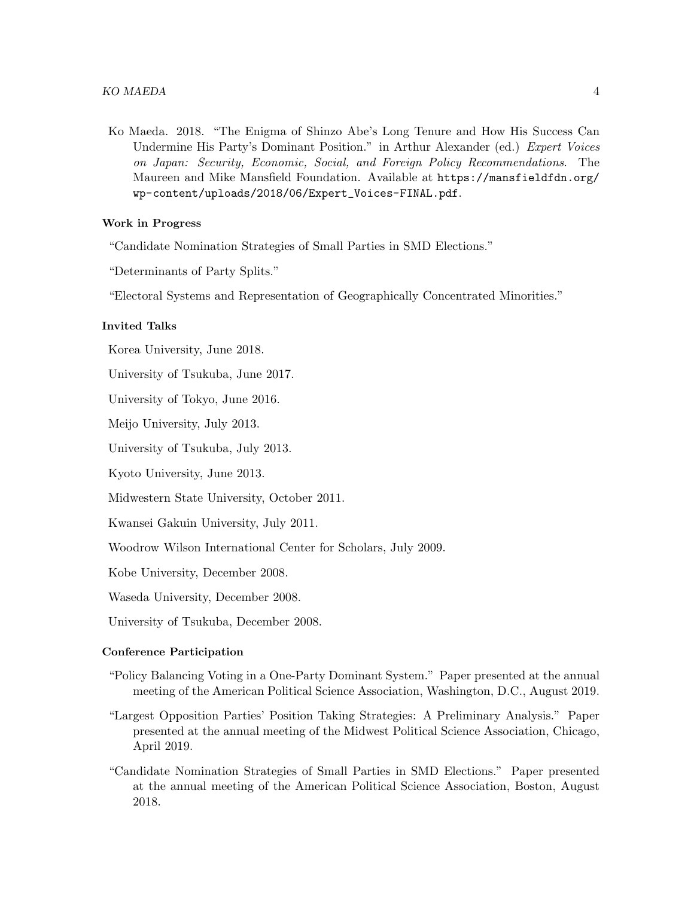Ko Maeda. 2018. "The Enigma of Shinzo Abe's Long Tenure and How His Success Can Undermine His Party's Dominant Position." in Arthur Alexander (ed.) *Expert Voices on Japan: Security, Economic, Social, and Foreign Policy Recommendations*. The Maureen and Mike Mansfield Foundation. Available at `https://mansfieldfdn.org/wp-content/uploads/2018/06/Expert_Voices-FINAL.pdf`.

**Work in Progress**

"Candidate Nomination Strategies of Small Parties in SMD Elections."

"Determinants of Party Splits."

"Electoral Systems and Representation of Geographically Concentrated Minorities."

**Invited Talks**

Korea University, June 2018.

University of Tsukuba, June 2017.

University of Tokyo, June 2016.

Meijo University, July 2013.

University of Tsukuba, July 2013.

Kyoto University, June 2013.

Midwestern State University, October 2011.

Kwansei Gakuin University, July 2011.

Woodrow Wilson International Center for Scholars, July 2009.

Kobe University, December 2008.

Waseda University, December 2008.

University of Tsukuba, December 2008.

**Conference Participation**

"Policy Balancing Voting in a One-Party Dominant System." Paper presented at the annual meeting of the American Political Science Association, Washington, D.C., August 2019.

"Largest Opposition Parties' Position Taking Strategies: A Preliminary Analysis." Paper presented at the annual meeting of the Midwest Political Science Association, Chicago, April 2019.

"Candidate Nomination Strategies of Small Parties in SMD Elections." Paper presented at the annual meeting of the American Political Science Association, Boston, August 2018.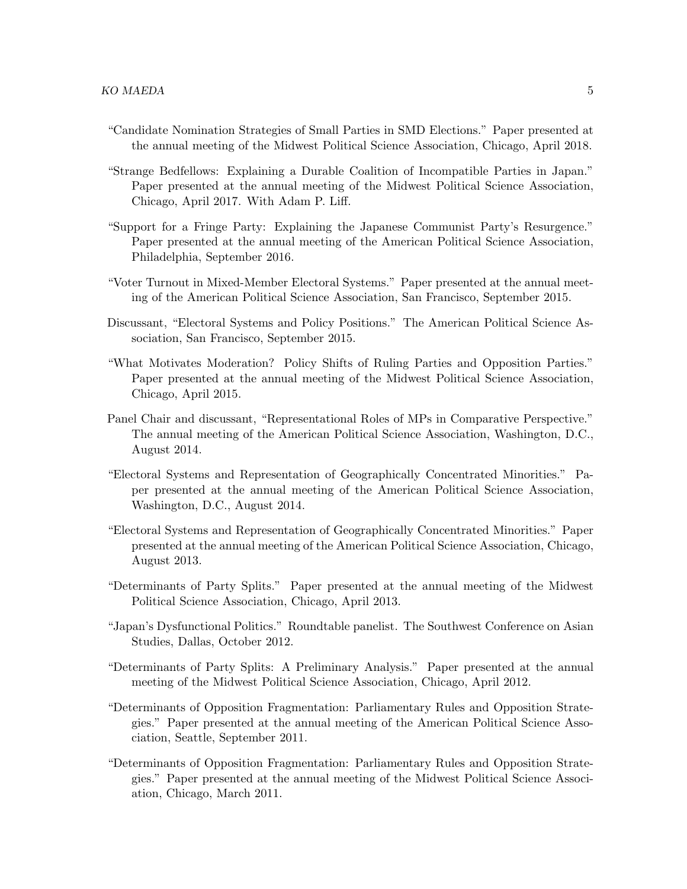"Candidate Nomination Strategies of Small Parties in SMD Elections." Paper presented at the annual meeting of the Midwest Political Science Association, Chicago, April 2018.

"Strange Bedfellows: Explaining a Durable Coalition of Incompatible Parties in Japan." Paper presented at the annual meeting of the Midwest Political Science Association, Chicago, April 2017. With Adam P. Liff.

"Support for a Fringe Party: Explaining the Japanese Communist Party's Resurgence." Paper presented at the annual meeting of the American Political Science Association, Philadelphia, September 2016.

"Voter Turnout in Mixed-Member Electoral Systems." Paper presented at the annual meeting of the American Political Science Association, San Francisco, September 2015.

Discussant, "Electoral Systems and Policy Positions." The American Political Science Association, San Francisco, September 2015.

"What Motivates Moderation? Policy Shifts of Ruling Parties and Opposition Parties." Paper presented at the annual meeting of the Midwest Political Science Association, Chicago, April 2015.

Panel Chair and discussant, "Representational Roles of MPs in Comparative Perspective." The annual meeting of the American Political Science Association, Washington, D.C., August 2014.

"Electoral Systems and Representation of Geographically Concentrated Minorities." Paper presented at the annual meeting of the American Political Science Association, Washington, D.C., August 2014.

"Electoral Systems and Representation of Geographically Concentrated Minorities." Paper presented at the annual meeting of the American Political Science Association, Chicago, August 2013.

"Determinants of Party Splits." Paper presented at the annual meeting of the Midwest Political Science Association, Chicago, April 2013.

"Japan's Dysfunctional Politics." Roundtable panelist. The Southwest Conference on Asian Studies, Dallas, October 2012.

"Determinants of Party Splits: A Preliminary Analysis." Paper presented at the annual meeting of the Midwest Political Science Association, Chicago, April 2012.

"Determinants of Opposition Fragmentation: Parliamentary Rules and Opposition Strategies." Paper presented at the annual meeting of the American Political Science Association, Seattle, September 2011.

"Determinants of Opposition Fragmentation: Parliamentary Rules and Opposition Strategies." Paper presented at the annual meeting of the Midwest Political Science Association, Chicago, March 2011.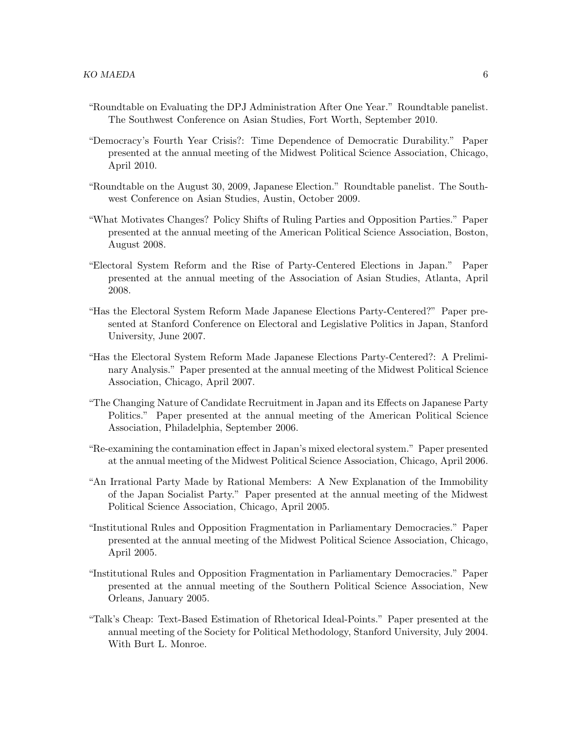"Roundtable on Evaluating the DPJ Administration After One Year." Roundtable panelist. The Southwest Conference on Asian Studies, Fort Worth, September 2010.

"Democracy's Fourth Year Crisis?: Time Dependence of Democratic Durability." Paper presented at the annual meeting of the Midwest Political Science Association, Chicago, April 2010.

"Roundtable on the August 30, 2009, Japanese Election." Roundtable panelist. The Southwest Conference on Asian Studies, Austin, October 2009.

"What Motivates Changes? Policy Shifts of Ruling Parties and Opposition Parties." Paper presented at the annual meeting of the American Political Science Association, Boston, August 2008.

"Electoral System Reform and the Rise of Party-Centered Elections in Japan." Paper presented at the annual meeting of the Association of Asian Studies, Atlanta, April 2008.

"Has the Electoral System Reform Made Japanese Elections Party-Centered?" Paper presented at Stanford Conference on Electoral and Legislative Politics in Japan, Stanford University, June 2007.

"Has the Electoral System Reform Made Japanese Elections Party-Centered?: A Preliminary Analysis." Paper presented at the annual meeting of the Midwest Political Science Association, Chicago, April 2007.

"The Changing Nature of Candidate Recruitment in Japan and its Effects on Japanese Party Politics." Paper presented at the annual meeting of the American Political Science Association, Philadelphia, September 2006.

"Re-examining the contamination effect in Japan's mixed electoral system." Paper presented at the annual meeting of the Midwest Political Science Association, Chicago, April 2006.

"An Irrational Party Made by Rational Members: A New Explanation of the Immobility of the Japan Socialist Party." Paper presented at the annual meeting of the Midwest Political Science Association, Chicago, April 2005.

"Institutional Rules and Opposition Fragmentation in Parliamentary Democracies." Paper presented at the annual meeting of the Midwest Political Science Association, Chicago, April 2005.

"Institutional Rules and Opposition Fragmentation in Parliamentary Democracies." Paper presented at the annual meeting of the Southern Political Science Association, New Orleans, January 2005.

"Talk's Cheap: Text-Based Estimation of Rhetorical Ideal-Points." Paper presented at the annual meeting of the Society for Political Methodology, Stanford University, July 2004. With Burt L. Monroe.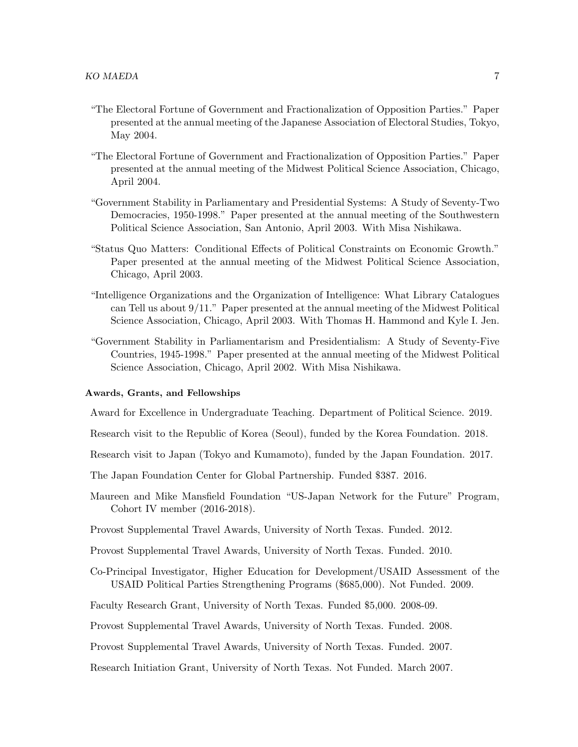"The Electoral Fortune of Government and Fractionalization of Opposition Parties." Paper presented at the annual meeting of the Japanese Association of Electoral Studies, Tokyo, May 2004.

"The Electoral Fortune of Government and Fractionalization of Opposition Parties." Paper presented at the annual meeting of the Midwest Political Science Association, Chicago, April 2004.

"Government Stability in Parliamentary and Presidential Systems: A Study of Seventy-Two Democracies, 1950-1998." Paper presented at the annual meeting of the Southwestern Political Science Association, San Antonio, April 2003. With Misa Nishikawa.

"Status Quo Matters: Conditional Effects of Political Constraints on Economic Growth." Paper presented at the annual meeting of the Midwest Political Science Association, Chicago, April 2003.

"Intelligence Organizations and the Organization of Intelligence: What Library Catalogues can Tell us about 9/11." Paper presented at the annual meeting of the Midwest Political Science Association, Chicago, April 2003. With Thomas H. Hammond and Kyle I. Jen.

"Government Stability in Parliamentarism and Presidentialism: A Study of Seventy-Five Countries, 1945-1998." Paper presented at the annual meeting of the Midwest Political Science Association, Chicago, April 2002. With Misa Nishikawa.

**Awards, Grants, and Fellowships**

Award for Excellence in Undergraduate Teaching. Department of Political Science. 2019.

Research visit to the Republic of Korea (Seoul), funded by the Korea Foundation. 2018.

Research visit to Japan (Tokyo and Kumamoto), funded by the Japan Foundation. 2017.

The Japan Foundation Center for Global Partnership. Funded $387. 2016.

Maureen and Mike Mansfield Foundation "US-Japan Network for the Future" Program, Cohort IV member (2016-2018).

Provost Supplemental Travel Awards, University of North Texas. Funded. 2012.

Provost Supplemental Travel Awards, University of North Texas. Funded. 2010.

Co-Principal Investigator, Higher Education for Development/USAID Assessment of the USAID Political Parties Strengthening Programs ($685,000). Not Funded. 2009.

Faculty Research Grant, University of North Texas. Funded $5,000. 2008-09.

Provost Supplemental Travel Awards, University of North Texas. Funded. 2008.

Provost Supplemental Travel Awards, University of North Texas. Funded. 2007.

Research Initiation Grant, University of North Texas. Not Funded. March 2007.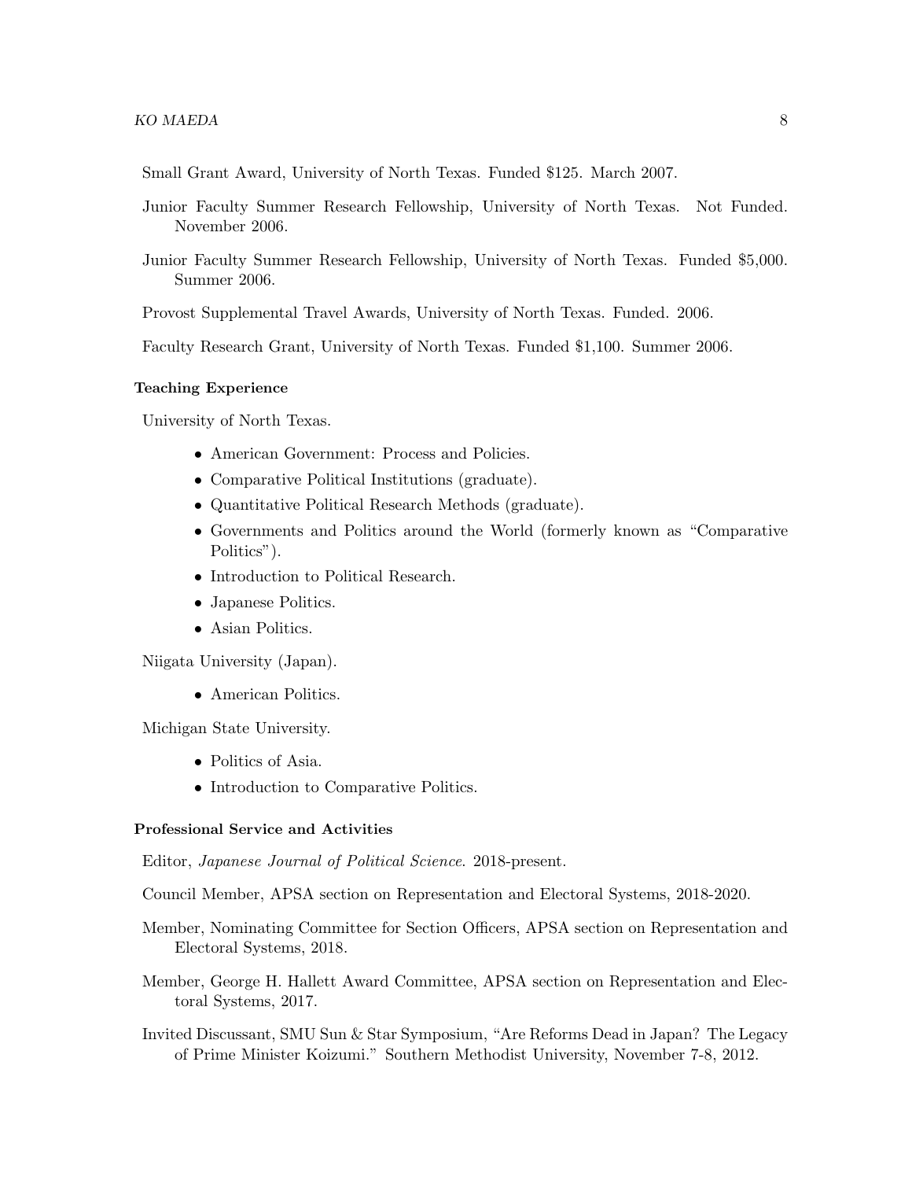Small Grant Award, University of North Texas. Funded $125. March 2007.

Junior Faculty Summer Research Fellowship, University of North Texas. Not Funded. November 2006.

Junior Faculty Summer Research Fellowship, University of North Texas. Funded $5,000. Summer 2006.

Provost Supplemental Travel Awards, University of North Texas. Funded. 2006.

Faculty Research Grant, University of North Texas. Funded $1,100. Summer 2006.

### Teaching Experience

University of North Texas.

- American Government: Process and Policies.
- Comparative Political Institutions (graduate).
- Quantitative Political Research Methods (graduate).
- Governments and Politics around the World (formerly known as "Comparative Politics").
- Introduction to Political Research.
- Japanese Politics.
- Asian Politics.

Niigata University (Japan).

- American Politics.

Michigan State University.

- Politics of Asia.
- Introduction to Comparative Politics.

### Professional Service and Activities

Editor, *Japanese Journal of Political Science*. 2018-present.

Council Member, APSA section on Representation and Electoral Systems, 2018-2020.

Member, Nominating Committee for Section Officers, APSA section on Representation and Electoral Systems, 2018.

Member, George H. Hallett Award Committee, APSA section on Representation and Electoral Systems, 2017.

Invited Discussant, SMU Sun & Star Symposium, "Are Reforms Dead in Japan? The Legacy of Prime Minister Koizumi." Southern Methodist University, November 7-8, 2012.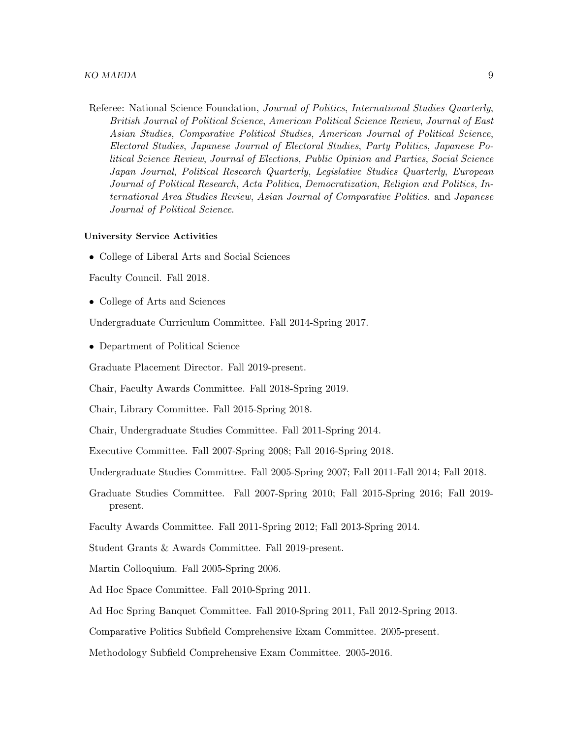Referee: National Science Foundation, *Journal of Politics*, *International Studies Quarterly*, *British Journal of Political Science*, *American Political Science Review*, *Journal of East Asian Studies*, *Comparative Political Studies*, *American Journal of Political Science*, *Electoral Studies*, *Japanese Journal of Electoral Studies*, *Party Politics*, *Japanese Political Science Review*, *Journal of Elections, Public Opinion and Parties*, *Social Science Japan Journal*, *Political Research Quarterly*, *Legislative Studies Quarterly*, *European Journal of Political Research*, *Acta Politica*, *Democratization*, *Religion and Politics*, *International Area Studies Review*, *Asian Journal of Comparative Politics*. and *Japanese Journal of Political Science*.

**University Service Activities**

- College of Liberal Arts and Social Sciences

Faculty Council. Fall 2018.

- College of Arts and Sciences

Undergraduate Curriculum Committee. Fall 2014-Spring 2017.

- Department of Political Science

Graduate Placement Director. Fall 2019-present.

Chair, Faculty Awards Committee. Fall 2018-Spring 2019.

Chair, Library Committee. Fall 2015-Spring 2018.

Chair, Undergraduate Studies Committee. Fall 2011-Spring 2014.

Executive Committee. Fall 2007-Spring 2008; Fall 2016-Spring 2018.

Undergraduate Studies Committee. Fall 2005-Spring 2007; Fall 2011-Fall 2014; Fall 2018.

Graduate Studies Committee. Fall 2007-Spring 2010; Fall 2015-Spring 2016; Fall 2019-present.

Faculty Awards Committee. Fall 2011-Spring 2012; Fall 2013-Spring 2014.

Student Grants & Awards Committee. Fall 2019-present.

Martin Colloquium. Fall 2005-Spring 2006.

Ad Hoc Space Committee. Fall 2010-Spring 2011.

Ad Hoc Spring Banquet Committee. Fall 2010-Spring 2011, Fall 2012-Spring 2013.

Comparative Politics Subfield Comprehensive Exam Committee. 2005-present.

Methodology Subfield Comprehensive Exam Committee. 2005-2016.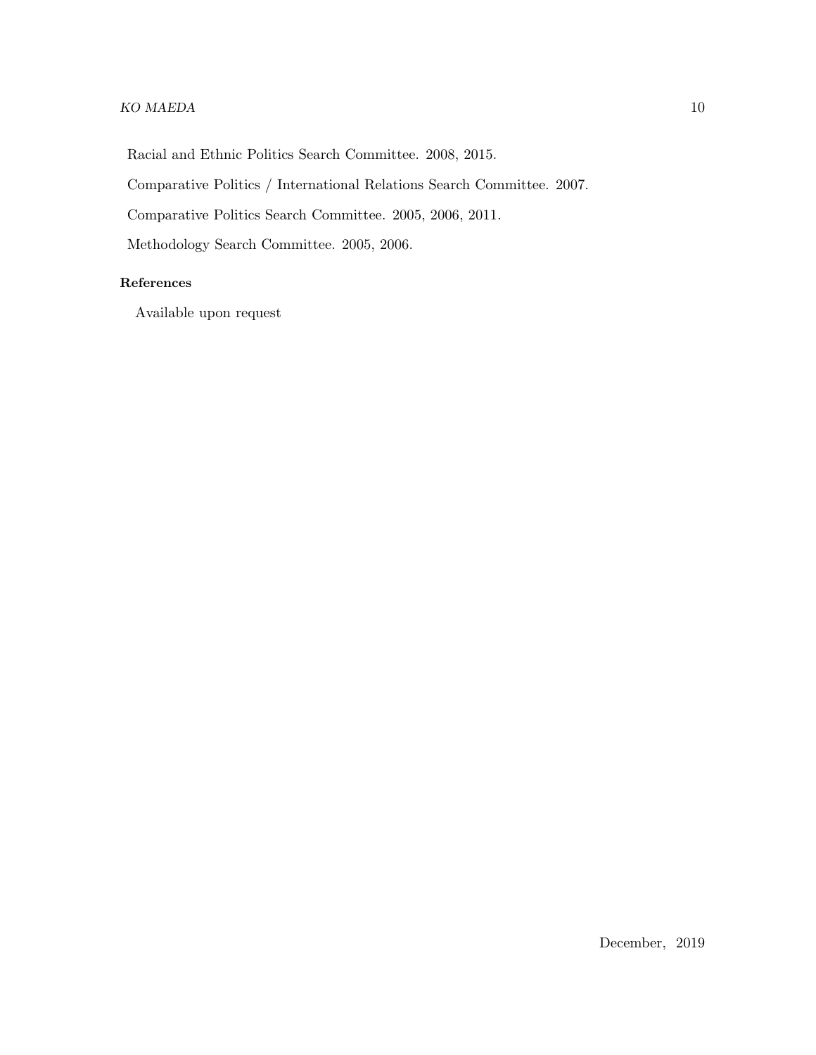Racial and Ethnic Politics Search Committee. 2008, 2015.

Comparative Politics / International Relations Search Committee. 2007.

Comparative Politics Search Committee. 2005, 2006, 2011.

Methodology Search Committee. 2005, 2006.

**References**

Available upon request

December, 2019